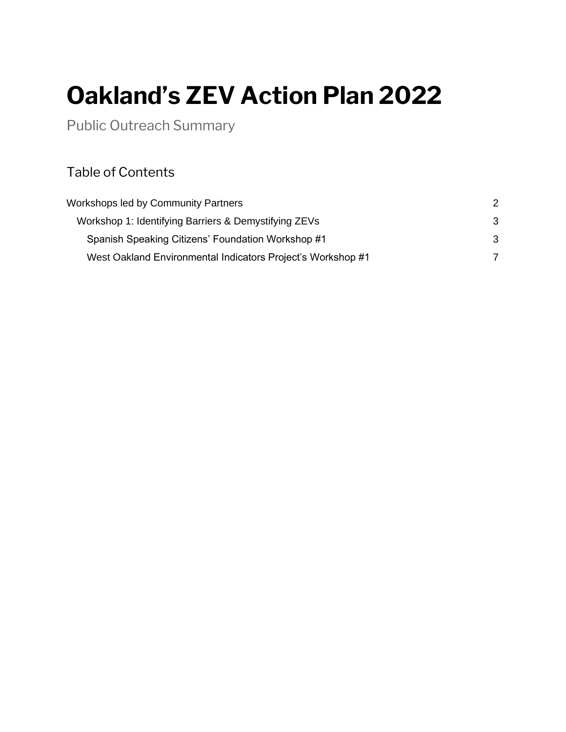# Oakland's ZEV Action Plan 2022

Public Outreach Summary

## Table of Contents

- Workshops led by Community Partners 2
  - Workshop 1: Identifying Barriers & Demystifying ZEVs 3
    - Spanish Speaking Citizens' Foundation Workshop #1 3
    - West Oakland Environmental Indicators Project's Workshop #1 7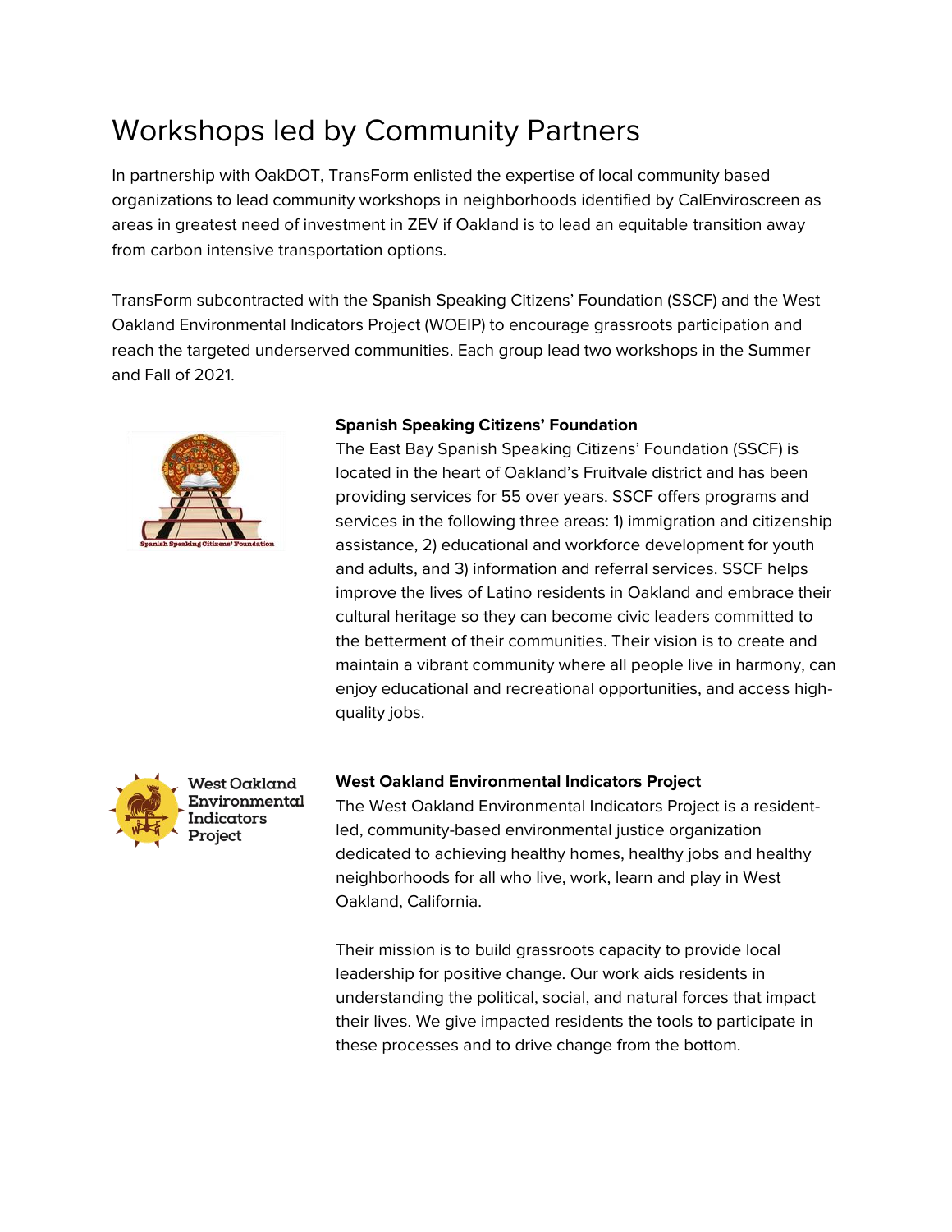# Workshops led by Community Partners

In partnership with OakDOT, TransForm enlisted the expertise of local community based organizations to lead community workshops in neighborhoods identified by CalEnviroscreen as areas in greatest need of investment in ZEV if Oakland is to lead an equitable transition away from carbon intensive transportation options.

TransForm subcontracted with the Spanish Speaking Citizens' Foundation (SSCF) and the West Oakland Environmental Indicators Project (WOEIP) to encourage grassroots participation and reach the targeted underserved communities. Each group lead two workshops in the Summer and Fall of 2021.

**Spanish Speaking Citizens' Foundation**

The East Bay Spanish Speaking Citizens' Foundation (SSCF) is located in the heart of Oakland's Fruitvale district and has been providing services for 55 over years. SSCF offers programs and services in the following three areas: 1) immigration and citizenship assistance, 2) educational and workforce development for youth and adults, and 3) information and referral services. SSCF helps improve the lives of Latino residents in Oakland and embrace their cultural heritage so they can become civic leaders committed to the betterment of their communities. Their vision is to create and maintain a vibrant community where all people live in harmony, can enjoy educational and recreational opportunities, and access high-quality jobs.

**West Oakland Environmental Indicators Project**

The West Oakland Environmental Indicators Project is a resident-led, community-based environmental justice organization dedicated to achieving healthy homes, healthy jobs and healthy neighborhoods for all who live, work, learn and play in West Oakland, California.

Their mission is to build grassroots capacity to provide local leadership for positive change. Our work aids residents in understanding the political, social, and natural forces that impact their lives. We give impacted residents the tools to participate in these processes and to drive change from the bottom.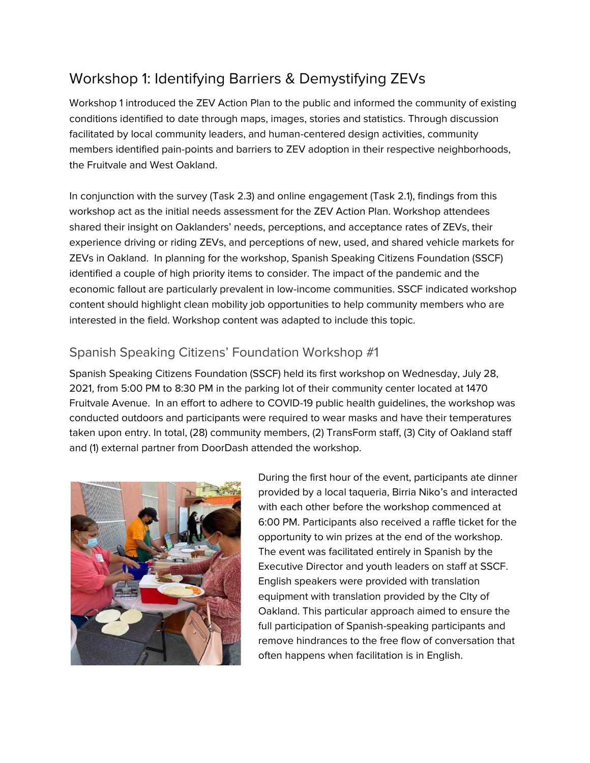## Workshop 1: Identifying Barriers & Demystifying ZEVs

Workshop 1 introduced the ZEV Action Plan to the public and informed the community of existing conditions identified to date through maps, images, stories and statistics. Through discussion facilitated by local community leaders, and human-centered design activities, community members identified pain-points and barriers to ZEV adoption in their respective neighborhoods, the Fruitvale and West Oakland.

In conjunction with the survey (Task 2.3) and online engagement (Task 2.1), findings from this workshop act as the initial needs assessment for the ZEV Action Plan. Workshop attendees shared their insight on Oaklanders' needs, perceptions, and acceptance rates of ZEVs, their experience driving or riding ZEVs, and perceptions of new, used, and shared vehicle markets for ZEVs in Oakland. In planning for the workshop, Spanish Speaking Citizens Foundation (SSCF) identified a couple of high priority items to consider. The impact of the pandemic and the economic fallout are particularly prevalent in low-income communities. SSCF indicated workshop content should highlight clean mobility job opportunities to help community members who are interested in the field. Workshop content was adapted to include this topic.

### Spanish Speaking Citizens' Foundation Workshop #1

Spanish Speaking Citizens Foundation (SSCF) held its first workshop on Wednesday, July 28, 2021, from 5:00 PM to 8:30 PM in the parking lot of their community center located at 1470 Fruitvale Avenue. In an effort to adhere to COVID-19 public health guidelines, the workshop was conducted outdoors and participants were required to wear masks and have their temperatures taken upon entry. In total, (28) community members, (2) TransForm staff, (3) City of Oakland staff and (1) external partner from DoorDash attended the workshop.

During the first hour of the event, participants ate dinner provided by a local taqueria, Birria Niko's and interacted with each other before the workshop commenced at 6:00 PM. Participants also received a raffle ticket for the opportunity to win prizes at the end of the workshop. The event was facilitated entirely in Spanish by the Executive Director and youth leaders on staff at SSCF. English speakers were provided with translation equipment with translation provided by the CIty of Oakland. This particular approach aimed to ensure the full participation of Spanish-speaking participants and remove hindrances to the free flow of conversation that often happens when facilitation is in English.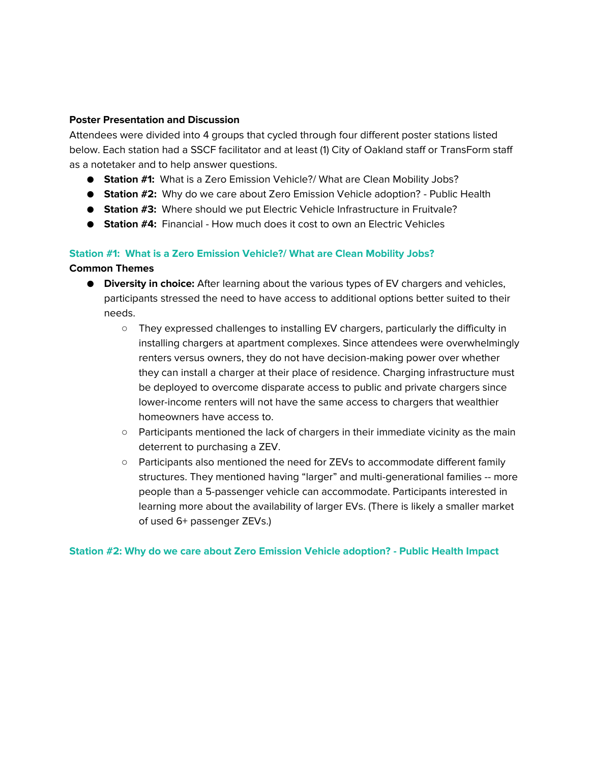**Poster Presentation and Discussion**

Attendees were divided into 4 groups that cycled through four different poster stations listed below. Each station had a SSCF facilitator and at least (1) City of Oakland staff or TransForm staff as a notetaker and to help answer questions.

- **Station #1:** What is a Zero Emission Vehicle?/ What are Clean Mobility Jobs?
- **Station #2:** Why do we care about Zero Emission Vehicle adoption? - Public Health
- **Station #3:** Where should we put Electric Vehicle Infrastructure in Fruitvale?
- **Station #4:** Financial - How much does it cost to own an Electric Vehicles

### Station #1: What is a Zero Emission Vehicle?/ What are Clean Mobility Jobs?

**Common Themes**

- **Diversity in choice:** After learning about the various types of EV chargers and vehicles, participants stressed the need to have access to additional options better suited to their needs.
  - They expressed challenges to installing EV chargers, particularly the difficulty in installing chargers at apartment complexes. Since attendees were overwhelmingly renters versus owners, they do not have decision-making power over whether they can install a charger at their place of residence. Charging infrastructure must be deployed to overcome disparate access to public and private chargers since lower-income renters will not have the same access to chargers that wealthier homeowners have access to.
  - Participants mentioned the lack of chargers in their immediate vicinity as the main deterrent to purchasing a ZEV.
  - Participants also mentioned the need for ZEVs to accommodate different family structures. They mentioned having "larger" and multi-generational families -- more people than a 5-passenger vehicle can accommodate. Participants interested in learning more about the availability of larger EVs. (There is likely a smaller market of used 6+ passenger ZEVs.)

### Station #2: Why do we care about Zero Emission Vehicle adoption? - Public Health Impact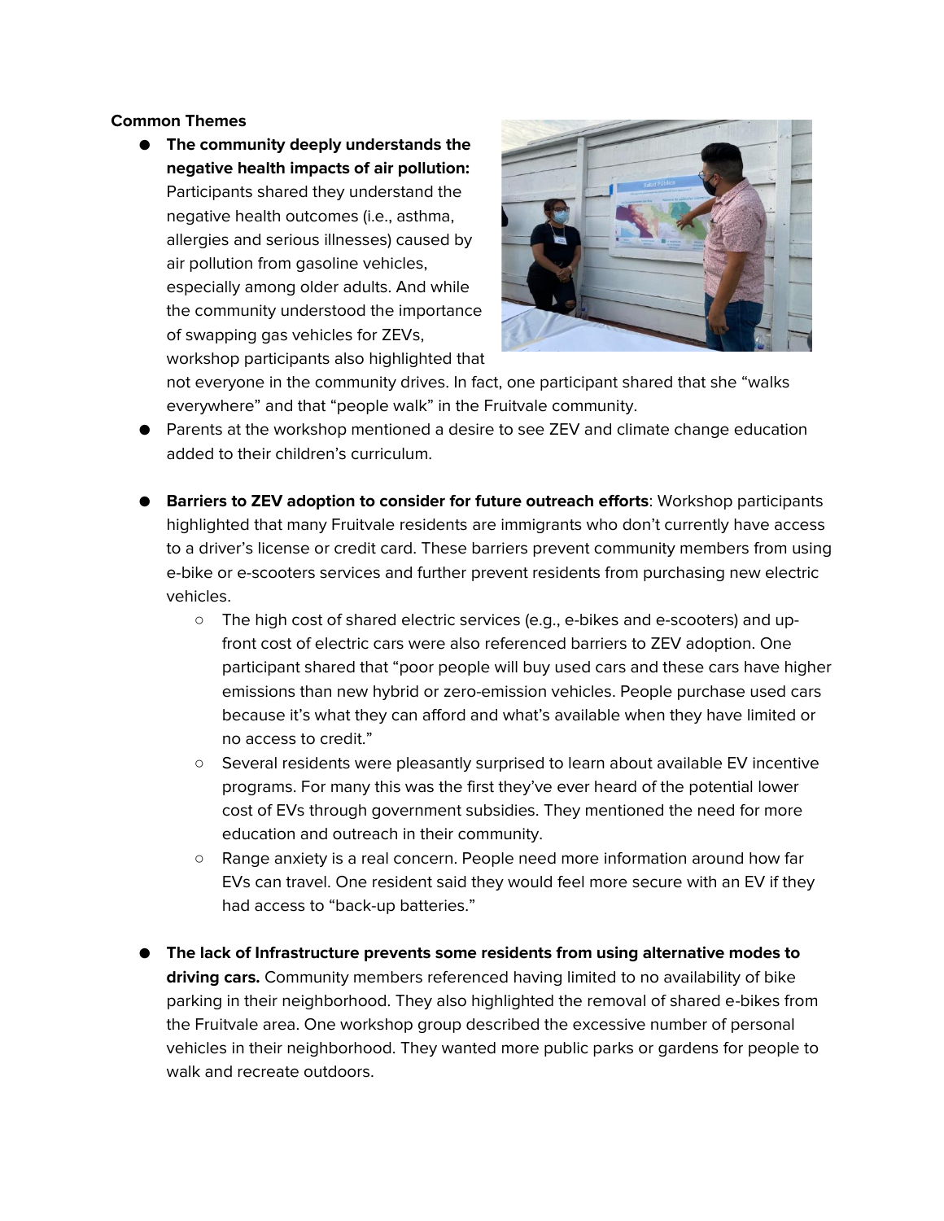**Common Themes**

- **The community deeply understands the negative health impacts of air pollution:** Participants shared they understand the negative health outcomes (i.e., asthma, allergies and serious illnesses) caused by air pollution from gasoline vehicles, especially among older adults. And while the community understood the importance of swapping gas vehicles for ZEVs, workshop participants also highlighted that not everyone in the community drives. In fact, one participant shared that she "walks everywhere" and that "people walk" in the Fruitvale community.
- Parents at the workshop mentioned a desire to see ZEV and climate change education added to their children's curriculum.

- **Barriers to ZEV adoption to consider for future outreach efforts**: Workshop participants highlighted that many Fruitvale residents are immigrants who don't currently have access to a driver's license or credit card. These barriers prevent community members from using e-bike or e-scooters services and further prevent residents from purchasing new electric vehicles.
  - The high cost of shared electric services (e.g., e-bikes and e-scooters) and up-front cost of electric cars were also referenced barriers to ZEV adoption. One participant shared that "poor people will buy used cars and these cars have higher emissions than new hybrid or zero-emission vehicles. People purchase used cars because it's what they can afford and what's available when they have limited or no access to credit."
  - Several residents were pleasantly surprised to learn about available EV incentive programs. For many this was the first they've ever heard of the potential lower cost of EVs through government subsidies. They mentioned the need for more education and outreach in their community.
  - Range anxiety is a real concern. People need more information around how far EVs can travel. One resident said they would feel more secure with an EV if they had access to "back-up batteries."

- **The lack of Infrastructure prevents some residents from using alternative modes to driving cars.** Community members referenced having limited to no availability of bike parking in their neighborhood. They also highlighted the removal of shared e-bikes from the Fruitvale area. One workshop group described the excessive number of personal vehicles in their neighborhood. They wanted more public parks or gardens for people to walk and recreate outdoors.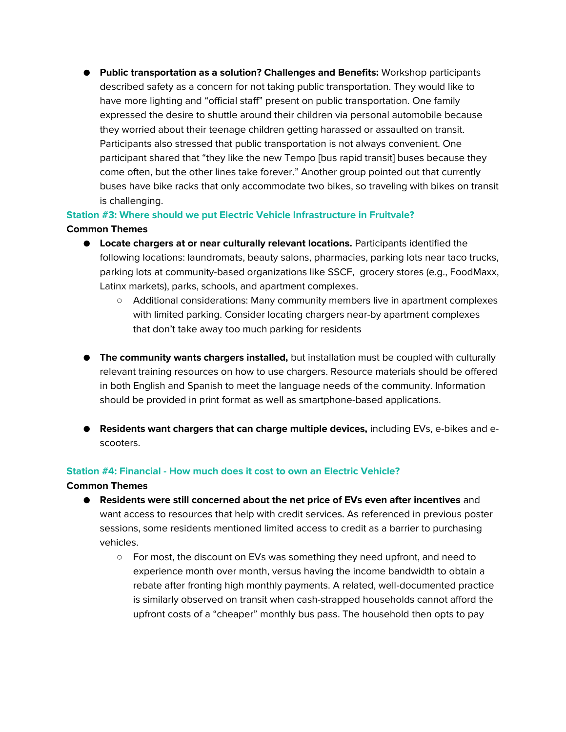- **Public transportation as a solution? Challenges and Benefits:** Workshop participants described safety as a concern for not taking public transportation. They would like to have more lighting and "official staff" present on public transportation. One family expressed the desire to shuttle around their children via personal automobile because they worried about their teenage children getting harassed or assaulted on transit. Participants also stressed that public transportation is not always convenient. One participant shared that "they like the new Tempo [bus rapid transit] buses because they come often, but the other lines take forever." Another group pointed out that currently buses have bike racks that only accommodate two bikes, so traveling with bikes on transit is challenging.

### Station #3: Where should we put Electric Vehicle Infrastructure in Fruitvale?

**Common Themes**

- **Locate chargers at or near culturally relevant locations.** Participants identified the following locations: laundromats, beauty salons, pharmacies, parking lots near taco trucks, parking lots at community-based organizations like SSCF, grocery stores (e.g., FoodMaxx, Latinx markets), parks, schools, and apartment complexes.
  - Additional considerations: Many community members live in apartment complexes with limited parking. Consider locating chargers near-by apartment complexes that don't take away too much parking for residents

- **The community wants chargers installed,** but installation must be coupled with culturally relevant training resources on how to use chargers. Resource materials should be offered in both English and Spanish to meet the language needs of the community. Information should be provided in print format as well as smartphone-based applications.

- **Residents want chargers that can charge multiple devices,** including EVs, e-bikes and e-scooters.

### Station #4: Financial - How much does it cost to own an Electric Vehicle?

**Common Themes**

- **Residents were still concerned about the net price of EVs even after incentives** and want access to resources that help with credit services. As referenced in previous poster sessions, some residents mentioned limited access to credit as a barrier to purchasing vehicles.
  - For most, the discount on EVs was something they need upfront, and need to experience month over month, versus having the income bandwidth to obtain a rebate after fronting high monthly payments. A related, well-documented practice is similarly observed on transit when cash-strapped households cannot afford the upfront costs of a "cheaper" monthly bus pass. The household then opts to pay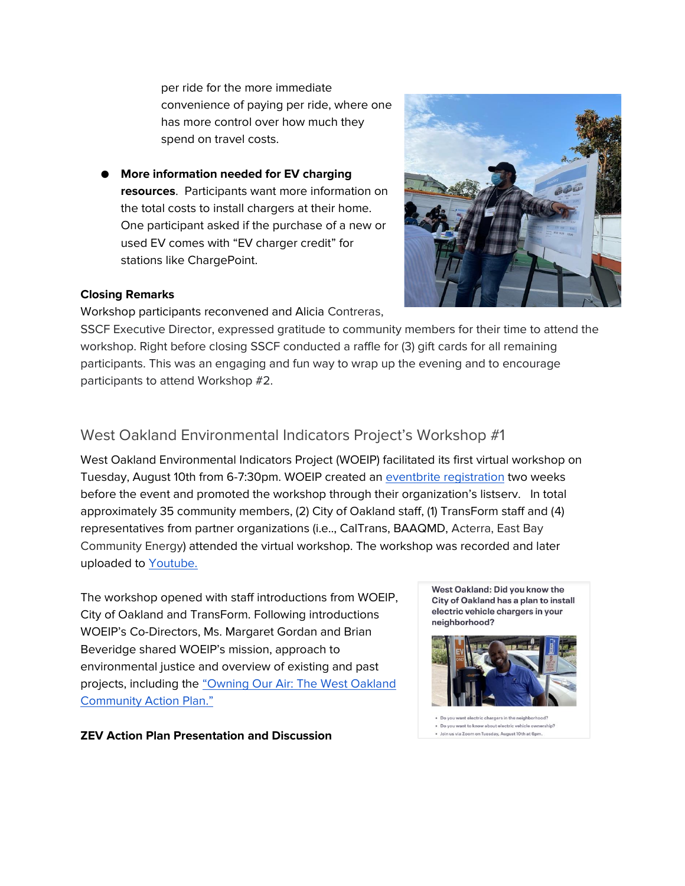per ride for the more immediate convenience of paying per ride, where one has more control over how much they spend on travel costs.

- **More information needed for EV charging resources**. Participants want more information on the total costs to install chargers at their home. One participant asked if the purchase of a new or used EV comes with "EV charger credit" for stations like ChargePoint.

**Closing Remarks**

Workshop participants reconvened and Alicia Contreras, SSCF Executive Director, expressed gratitude to community members for their time to attend the workshop. Right before closing SSCF conducted a raffle for (3) gift cards for all remaining participants. This was an engaging and fun way to wrap up the evening and to encourage participants to attend Workshop #2.

## West Oakland Environmental Indicators Project's Workshop #1

West Oakland Environmental Indicators Project (WOEIP) facilitated its first virtual workshop on Tuesday, August 10th from 6-7:30pm. WOEIP created an eventbrite registration two weeks before the event and promoted the workshop through their organization's listserv. In total approximately 35 community members, (2) City of Oakland staff, (1) TransForm staff and (4) representatives from partner organizations (i.e.., CalTrans, BAAQMD, Acterra, East Bay Community Energy) attended the virtual workshop. The workshop was recorded and later uploaded to Youtube.

The workshop opened with staff introductions from WOEIP, City of Oakland and TransForm. Following introductions WOEIP's Co-Directors, Ms. Margaret Gordan and Brian Beveridge shared WOEIP's mission, approach to environmental justice and overview of existing and past projects, including the "Owning Our Air: The West Oakland Community Action Plan."

**West Oakland: Did you know the City of Oakland has a plan to install electric vehicle chargers in your neighborhood?**

- Do you want electric chargers in the neighborhood?
- Do you want to know about electric vehicle ownership?
- Join us via Zoom on Tuesday, August 10th at 6pm.

**ZEV Action Plan Presentation and Discussion**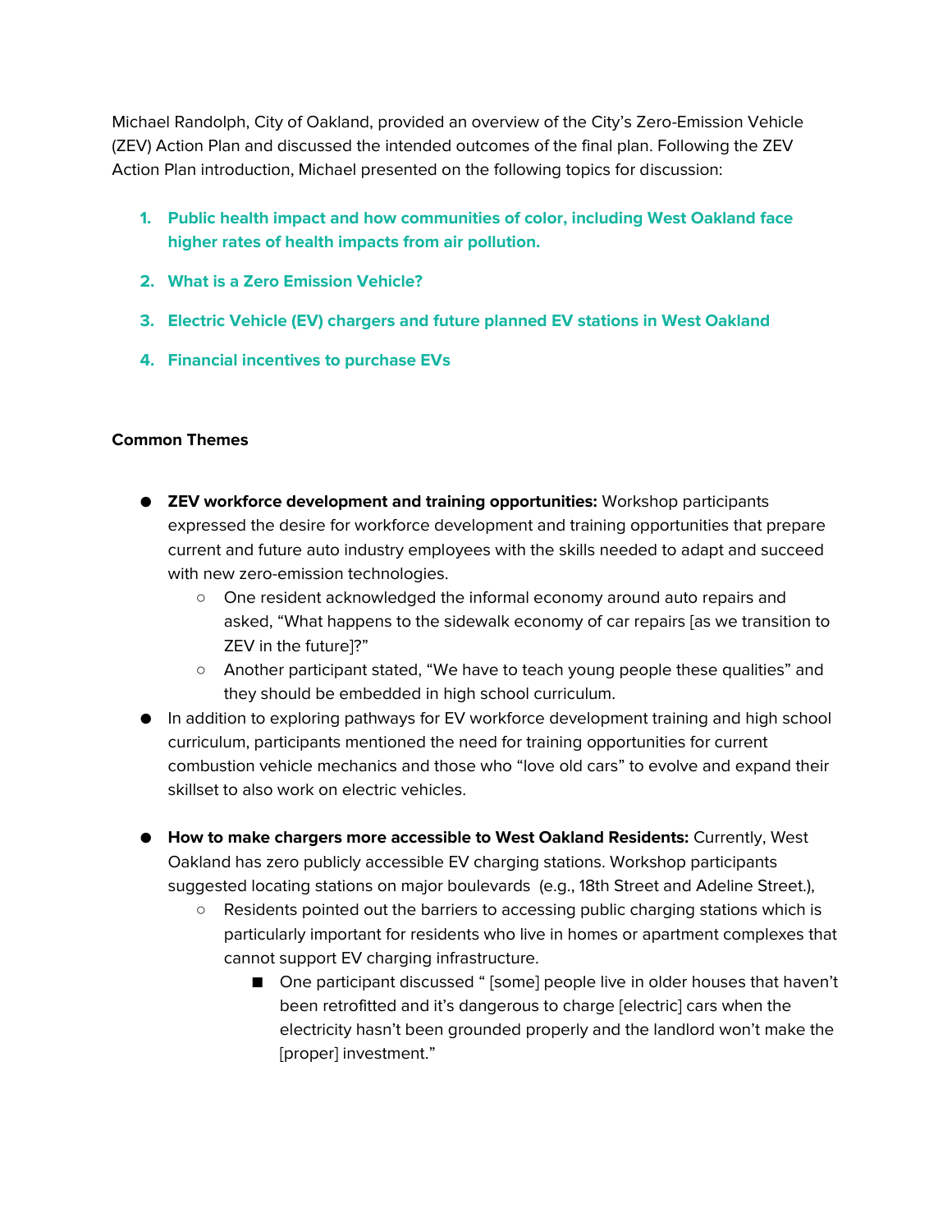Michael Randolph, City of Oakland, provided an overview of the City's Zero-Emission Vehicle (ZEV) Action Plan and discussed the intended outcomes of the final plan. Following the ZEV Action Plan introduction, Michael presented on the following topics for discussion:

1. **Public health impact and how communities of color, including West Oakland face higher rates of health impacts from air pollution.**
2. **What is a Zero Emission Vehicle?**
3. **Electric Vehicle (EV) chargers and future planned EV stations in West Oakland**
4. **Financial incentives to purchase EVs**

**Common Themes**

- **ZEV workforce development and training opportunities:** Workshop participants expressed the desire for workforce development and training opportunities that prepare current and future auto industry employees with the skills needed to adapt and succeed with new zero-emission technologies.
    - One resident acknowledged the informal economy around auto repairs and asked, "What happens to the sidewalk economy of car repairs [as we transition to ZEV in the future]?"
    - Another participant stated, "We have to teach young people these qualities" and they should be embedded in high school curriculum.
- In addition to exploring pathways for EV workforce development training and high school curriculum, participants mentioned the need for training opportunities for current combustion vehicle mechanics and those who "love old cars" to evolve and expand their skillset to also work on electric vehicles.

- **How to make chargers more accessible to West Oakland Residents:** Currently, West Oakland has zero publicly accessible EV charging stations. Workshop participants suggested locating stations on major boulevards (e.g., 18th Street and Adeline Street.),
    - Residents pointed out the barriers to accessing public charging stations which is particularly important for residents who live in homes or apartment complexes that cannot support EV charging infrastructure.
        - One participant discussed " [some] people live in older houses that haven't been retrofitted and it's dangerous to charge [electric] cars when the electricity hasn't been grounded properly and the landlord won't make the [proper] investment."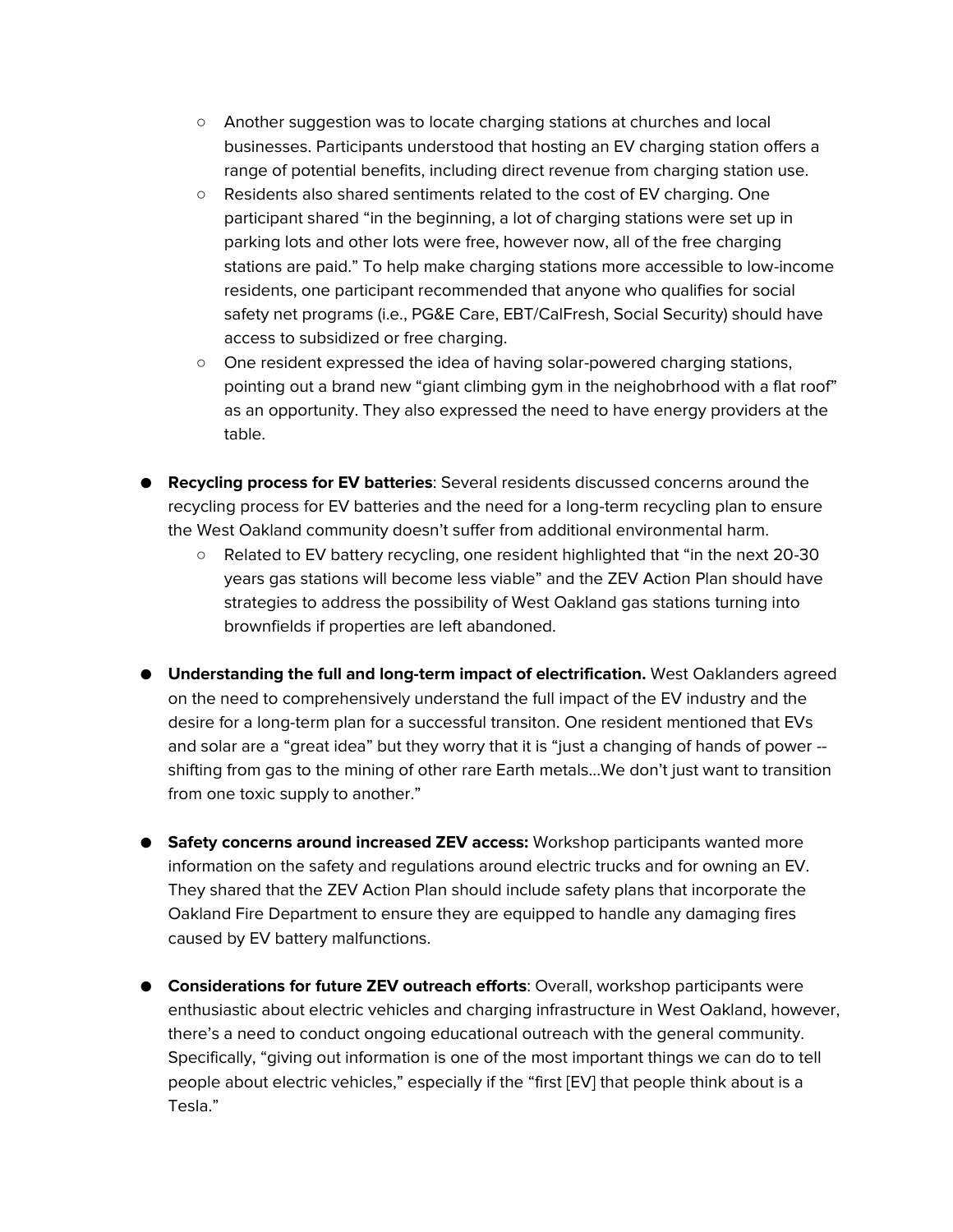- Another suggestion was to locate charging stations at churches and local businesses. Participants understood that hosting an EV charging station offers a range of potential benefits, including direct revenue from charging station use.
    - Residents also shared sentiments related to the cost of EV charging. One participant shared "in the beginning, a lot of charging stations were set up in parking lots and other lots were free, however now, all of the free charging stations are paid." To help make charging stations more accessible to low-income residents, one participant recommended that anyone who qualifies for social safety net programs (i.e., PG&E Care, EBT/CalFresh, Social Security) should have access to subsidized or free charging.
    - One resident expressed the idea of having solar-powered charging stations, pointing out a brand new "giant climbing gym in the neighobrhood with a flat roof" as an opportunity. They also expressed the need to have energy providers at the table.

- **Recycling process for EV batteries**: Several residents discussed concerns around the recycling process for EV batteries and the need for a long-term recycling plan to ensure the West Oakland community doesn't suffer from additional environmental harm.
    - Related to EV battery recycling, one resident highlighted that "in the next 20-30 years gas stations will become less viable" and the ZEV Action Plan should have strategies to address the possibility of West Oakland gas stations turning into brownfields if properties are left abandoned.

- **Understanding the full and long-term impact of electrification.** West Oaklanders agreed on the need to comprehensively understand the full impact of the EV industry and the desire for a long-term plan for a successful transiton. One resident mentioned that EVs and solar are a "great idea" but they worry that it is "just a changing of hands of power -- shifting from gas to the mining of other rare Earth metals…We don't just want to transition from one toxic supply to another."

- **Safety concerns around increased ZEV access:** Workshop participants wanted more information on the safety and regulations around electric trucks and for owning an EV. They shared that the ZEV Action Plan should include safety plans that incorporate the Oakland Fire Department to ensure they are equipped to handle any damaging fires caused by EV battery malfunctions.

- **Considerations for future ZEV outreach efforts**: Overall, workshop participants were enthusiastic about electric vehicles and charging infrastructure in West Oakland, however, there's a need to conduct ongoing educational outreach with the general community. Specifically, "giving out information is one of the most important things we can do to tell people about electric vehicles," especially if the "first [EV] that people think about is a Tesla."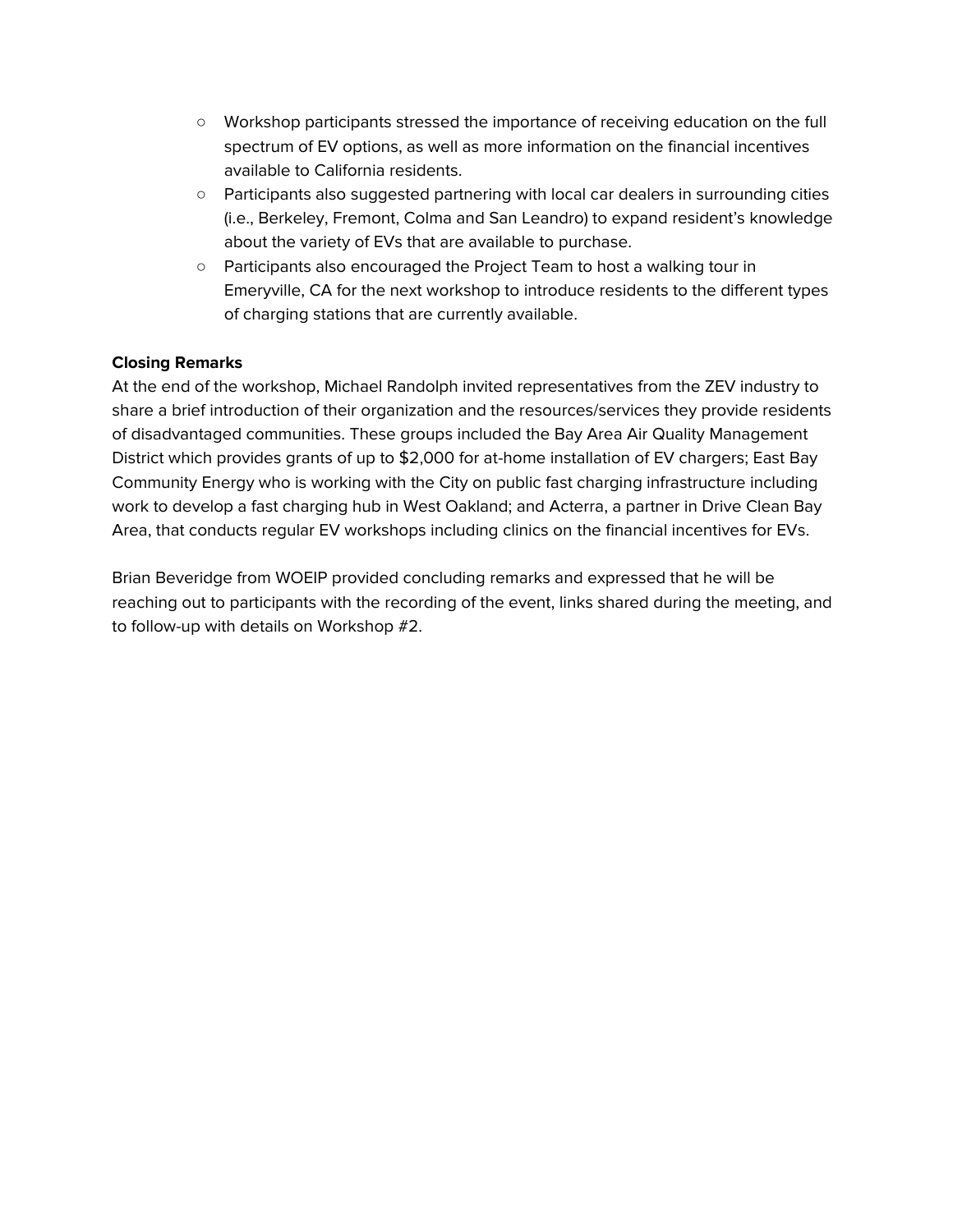- Workshop participants stressed the importance of receiving education on the full spectrum of EV options, as well as more information on the financial incentives available to California residents.
- Participants also suggested partnering with local car dealers in surrounding cities (i.e., Berkeley, Fremont, Colma and San Leandro) to expand resident's knowledge about the variety of EVs that are available to purchase.
- Participants also encouraged the Project Team to host a walking tour in Emeryville, CA for the next workshop to introduce residents to the different types of charging stations that are currently available.

**Closing Remarks**

At the end of the workshop, Michael Randolph invited representatives from the ZEV industry to share a brief introduction of their organization and the resources/services they provide residents of disadvantaged communities. These groups included the Bay Area Air Quality Management District which provides grants of up to $2,000 for at-home installation of EV chargers; East Bay Community Energy who is working with the City on public fast charging infrastructure including work to develop a fast charging hub in West Oakland; and Acterra, a partner in Drive Clean Bay Area, that conducts regular EV workshops including clinics on the financial incentives for EVs.

Brian Beveridge from WOEIP provided concluding remarks and expressed that he will be reaching out to participants with the recording of the event, links shared during the meeting, and to follow-up with details on Workshop #2.